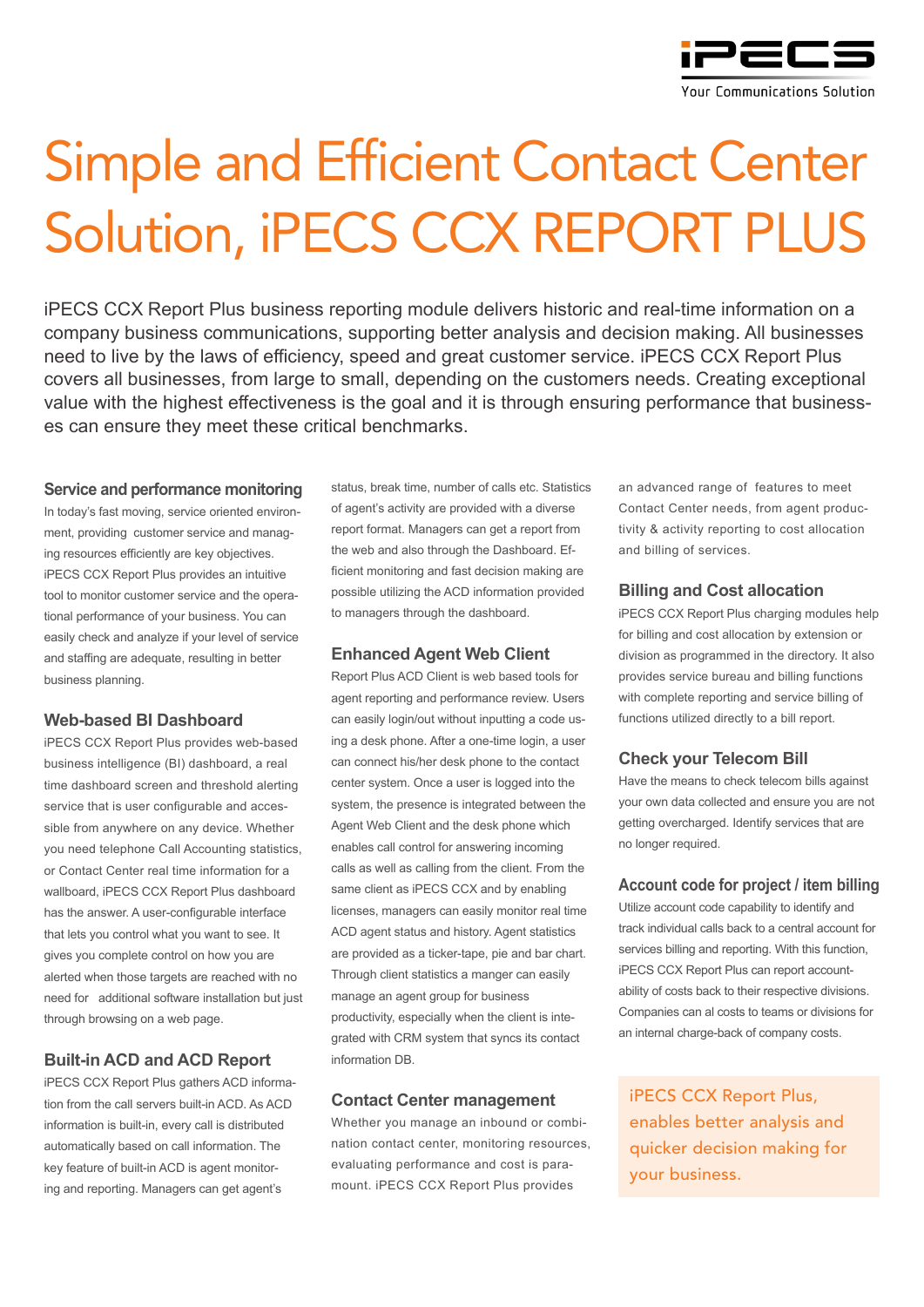# Simple and Efficient Contact Center Solution, iPECS CCX REPORT PLUS

iPECS CCX Report Plus business reporting module delivers historic and real-time information on a company business communications, supporting better analysis and decision making. All businesses need to live by the laws of efficiency, speed and great customer service. iPECS CCX Report Plus covers all businesses, from large to small, depending on the customers needs. Creating exceptional value with the highest effectiveness is the goal and it is through ensuring performance that businesses can ensure they meet these critical benchmarks.

### Service and performance monitoring

In today's fast moving, service oriented environment, providing customer service and managing resources efficiently are key objectives. iPECS CCX Report Plus provides an intuitive tool to monitor customer service and the operational performance of your business. You can easily check and analyze if your level of service and staffing are adequate, resulting in better business planning.

### Web-based BI Dashboard

iPECS CCX Report Plus provides web-based business intelligence (BI) dashboard, a real time dashboard screen and threshold alerting service that is user configurable and accessible from anywhere on any device. Whether you need telephone Call Accounting statistics, or Contact Center real time information for a wallboard, iPECS CCX Report Plus dashboard has the answer. A user-configurable interface that lets you control what you want to see. It gives you complete control on how you are alerted when those targets are reached with no need for additional software installation but just through browsing on a web page.

### Built-in ACD and ACD Report

iPECS CCX Report Plus gathers ACD information from the call servers built-in ACD. As ACD information is built-in, every call is distributed automatically based on call information. The key feature of built-in ACD is agent monitoring and reporting. Managers can get agent's status, break time, number of calls etc. Statistics of agent's activity are provided with a diverse report format. Managers can get a report from the web and also through the Dashboard. Efficient monitoring and fast decision making are possible utilizing the ACD information provided to managers through the dashboard.

### Enhanced Agent Web Client

Report Plus ACD Client is web based tools for agent reporting and performance review. Users can easily login/out without inputting a code using a desk phone. After a one-time login, a user can connect his/her desk phone to the contact center system. Once a user is logged into the system, the presence is integrated between the Agent Web Client and the desk phone which enables call control for answering incoming calls as well as calling from the client. From the same client as iPECS CCX and by enabling licenses, managers can easily monitor real time ACD agent status and history. Agent statistics are provided as a ticker-tape, pie and bar chart. Through client statistics a manger can easily manage an agent group for business productivity, especially when the client is integrated with CRM system that syncs its contact information DB.

### Contact Center management

Whether you manage an inbound or combination contact center, monitoring resources, evaluating performance and cost is paramount. iPECS CCX Report Plus provides an advanced range of features to meet Contact Center needs, from agent productivity & activity reporting to cost allocation and billing of services.

### Billing and Cost allocation

iPECS CCX Report Plus charging modules help for billing and cost allocation by extension or division as programmed in the directory. It also provides service bureau and billing functions with complete reporting and service billing of functions utilized directly to a bill report.

### Check your Telecom Bill

Have the means to check telecom bills against your own data collected and ensure you are not getting overcharged. Identify services that are no longer required.

### Account code for project / item billing

Utilize account code capability to identify and track individual calls back to a central account for services billing and reporting. With this function, iPECS CCX Report Plus can report accountability of costs back to their respective divisions. Companies can al costs to teams or divisions for an internal charge-back of company costs.

iPECS CCX Report Plus, enables better analysis and quicker decision making for your business.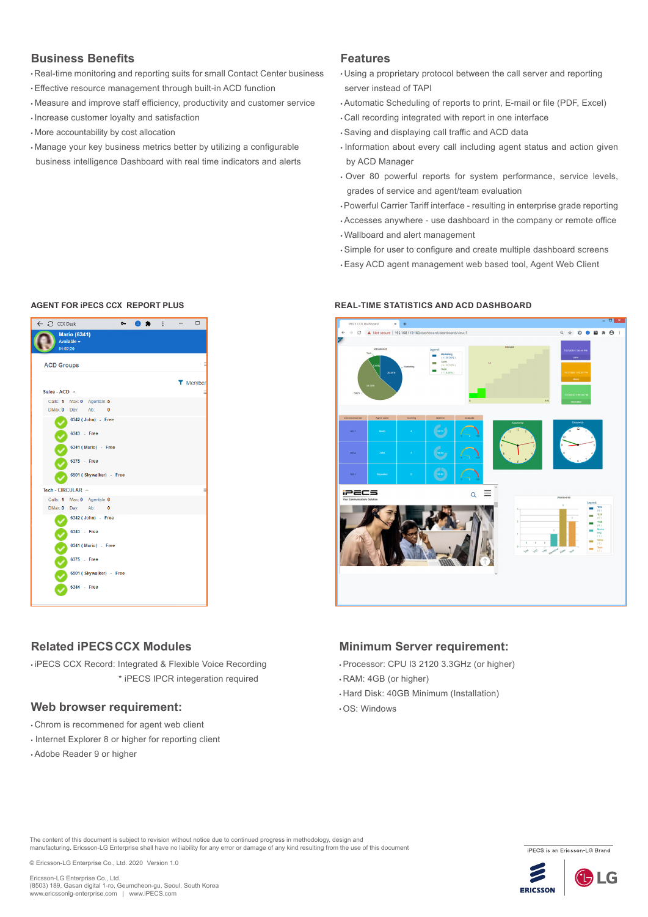## Business Benefits

- Real-time monitoring and reporting suits for small Contact Center business
- Effective resource management through built-in ACD function
- Measure and improve staff efficiency, productivity and customer service
- Increase customer loyalty and satisfaction
- More accountability by cost allocation
- Manage your key business metrics better by utilizing a configurable business intelligence Dashboard with real time indicators and alerts

## Features

- Using a proprietary protocol between the call server and reporting server instead of TAPI
- Automatic Scheduling of reports to print, E-mail or file (PDF, Excel)
- Call recording integrated with report in one interface
- Saving and displaying call traffic and ACD data
- Information about every call including agent status and action given by ACD Manager
- Over 80 powerful reports for system performance, service levels, grades of service and agent/team evaluation
- Powerful Carrier Tariff interface - resulting in enterprise grade reporting
- Accesses anywhere - use dashboard in the company or remote office
- Wallboard and alert management
- Simple for user to configure and create multiple dashboard screens
- Easy ACD agent management web based tool, Agent Web Client

### AGENT FOR iPECS CCX REPORT PLUS

### REAL-TIME STATISTICS AND ACD DASHBOARD

## Related iPECS CCX Modules

- iPECS CCX Record: Integrated & Flexible Voice Recording
  \* iPECS IPCR integeration required

## Web browser requirement:

- Chrom is recommened for agent web client
- Internet Explorer 8 or higher for reporting client
- Adobe Reader 9 or higher

## Minimum Server requirement:

- Processor: CPU I3 2120 3.3GHz (or higher)
- RAM: 4GB (or higher)
- Hard Disk: 40GB Minimum (Installation)
- OS: Windows

The content of this document is subject to revision without notice due to continued progress in methodology, design and manufacturing. Ericsson-LG Enterprise shall have no liability for any error or damage of any kind resulting from the use of this document

© Ericsson-LG Enterprise Co., Ltd. 2020 Version 1.0

Ericsson-LG Enterprise Co., Ltd.
(8503) 189, Gasan digital 1-ro, Geumcheon-gu, Seoul, South Korea
www.ericssonlg-enterprise.com | www.iPECS.com

iPECS is an Ericsson-LG Brand